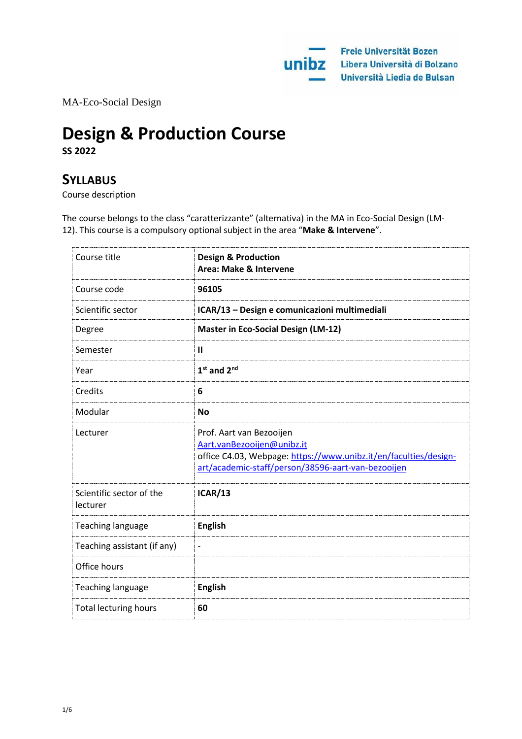Freie Universität Bozen
Libera Università di Bolzano
Università Liedia de Bulsan

MA-Eco-Social Design

# Design & Production Course

**SS 2022**

## SYLLABUS

Course description

The course belongs to the class "caratterizzante" (alternativa) in the MA in Eco-Social Design (LM-12). This course is a compulsory optional subject in the area "**Make & Intervene**".

| Course title | **Design & Production**<br>**Area: Make & Intervene** |
|---|---|
| Course code | **96105** |
| Scientific sector | **ICAR/13 – Design e comunicazioni multimediali** |
| Degree | **Master in Eco-Social Design (LM-12)** |
| Semester | **II** |
| Year | **1st and 2nd** |
| Credits | **6** |
| Modular | **No** |
| Lecturer | Prof. Aart van Bezooijen<br>Aart.vanBezooijen@unibz.it<br>office C4.03, Webpage: https://www.unibz.it/en/faculties/design-art/academic-staff/person/38596-aart-van-bezooijen |
| Scientific sector of the lecturer | **ICAR/13** |
| Teaching language | **English** |
| Teaching assistant (if any) | - |
| Office hours | |
| Teaching language | **English** |
| Total lecturing hours | **60** |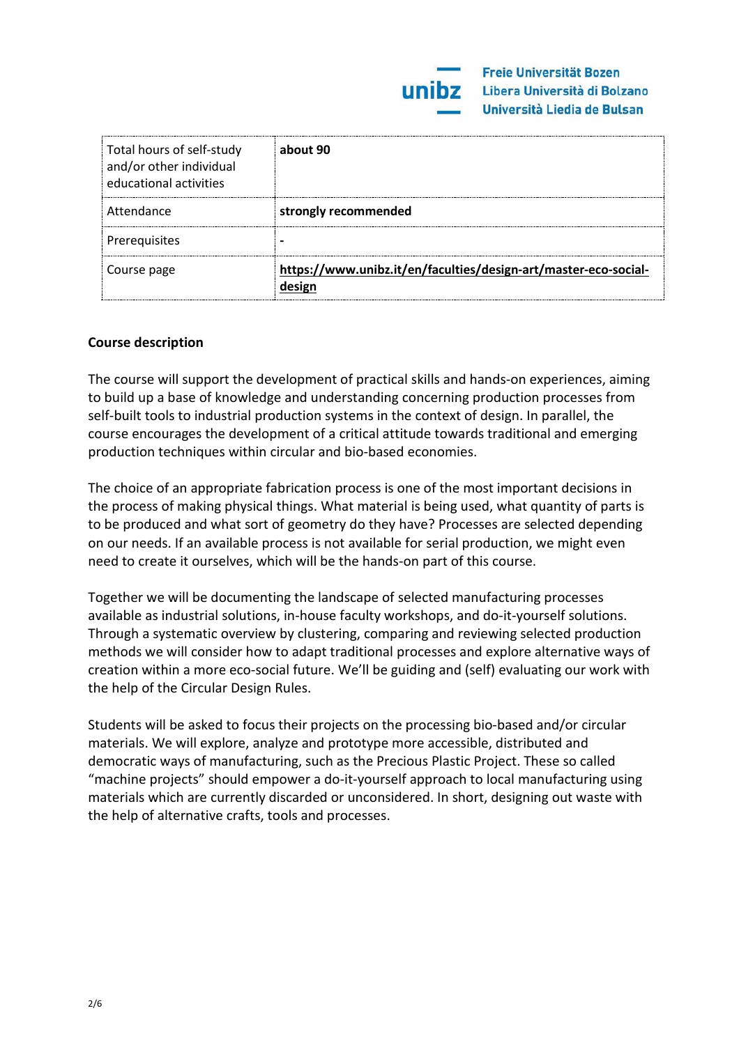| | |
|---|---|
| Total hours of self-study and/or other individual educational activities | **about 90** |
| Attendance | **strongly recommended** |
| Prerequisites | **-** |
| Course page | **https://www.unibz.it/en/faculties/design-art/master-eco-social-design** |

**Course description**

The course will support the development of practical skills and hands-on experiences, aiming to build up a base of knowledge and understanding concerning production processes from self-built tools to industrial production systems in the context of design. In parallel, the course encourages the development of a critical attitude towards traditional and emerging production techniques within circular and bio-based economies.

The choice of an appropriate fabrication process is one of the most important decisions in the process of making physical things. What material is being used, what quantity of parts is to be produced and what sort of geometry do they have? Processes are selected depending on our needs. If an available process is not available for serial production, we might even need to create it ourselves, which will be the hands-on part of this course.

Together we will be documenting the landscape of selected manufacturing processes available as industrial solutions, in-house faculty workshops, and do-it-yourself solutions. Through a systematic overview by clustering, comparing and reviewing selected production methods we will consider how to adapt traditional processes and explore alternative ways of creation within a more eco-social future. We'll be guiding and (self) evaluating our work with the help of the Circular Design Rules.

Students will be asked to focus their projects on the processing bio-based and/or circular materials. We will explore, analyze and prototype more accessible, distributed and democratic ways of manufacturing, such as the Precious Plastic Project. These so called "machine projects" should empower a do-it-yourself approach to local manufacturing using materials which are currently discarded or unconsidered. In short, designing out waste with the help of alternative crafts, tools and processes.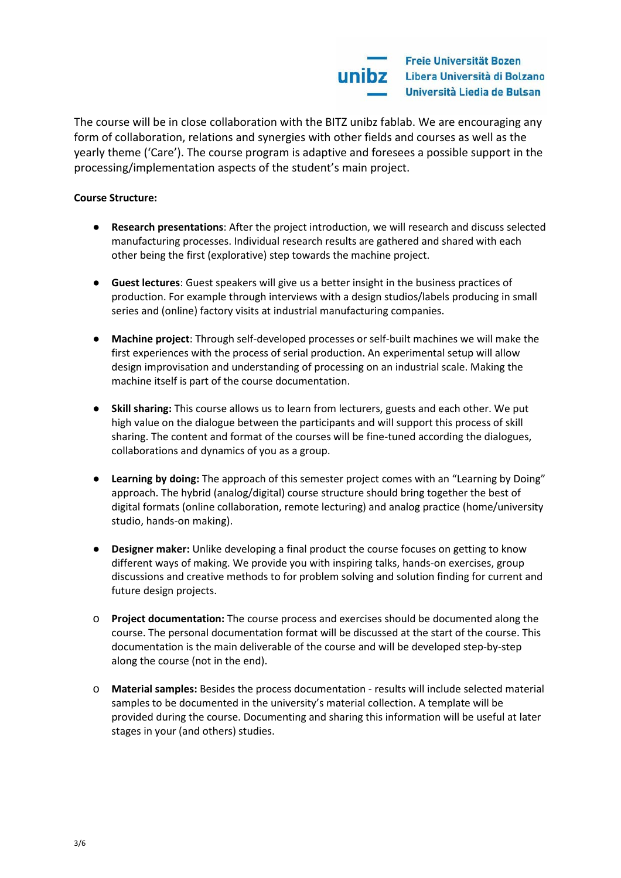The course will be in close collaboration with the BITZ unibz fablab. We are encouraging any form of collaboration, relations and synergies with other fields and courses as well as the yearly theme ('Care'). The course program is adaptive and foresees a possible support in the processing/implementation aspects of the student's main project.

**Course Structure:**

- **Research presentations**: After the project introduction, we will research and discuss selected manufacturing processes. Individual research results are gathered and shared with each other being the first (explorative) step towards the machine project.

- **Guest lectures**: Guest speakers will give us a better insight in the business practices of production. For example through interviews with a design studios/labels producing in small series and (online) factory visits at industrial manufacturing companies.

- **Machine project**: Through self-developed processes or self-built machines we will make the first experiences with the process of serial production. An experimental setup will allow design improvisation and understanding of processing on an industrial scale. Making the machine itself is part of the course documentation.

- **Skill sharing:** This course allows us to learn from lecturers, guests and each other. We put high value on the dialogue between the participants and will support this process of skill sharing. The content and format of the courses will be fine-tuned according the dialogues, collaborations and dynamics of you as a group.

- **Learning by doing:** The approach of this semester project comes with an "Learning by Doing" approach. The hybrid (analog/digital) course structure should bring together the best of digital formats (online collaboration, remote lecturing) and analog practice (home/university studio, hands-on making).

- **Designer maker:** Unlike developing a final product the course focuses on getting to know different ways of making. We provide you with inspiring talks, hands-on exercises, group discussions and creative methods to for problem solving and solution finding for current and future design projects.

- **Project documentation:** The course process and exercises should be documented along the course. The personal documentation format will be discussed at the start of the course. This documentation is the main deliverable of the course and will be developed step-by-step along the course (not in the end).

- **Material samples:** Besides the process documentation - results will include selected material samples to be documented in the university's material collection. A template will be provided during the course. Documenting and sharing this information will be useful at later stages in your (and others) studies.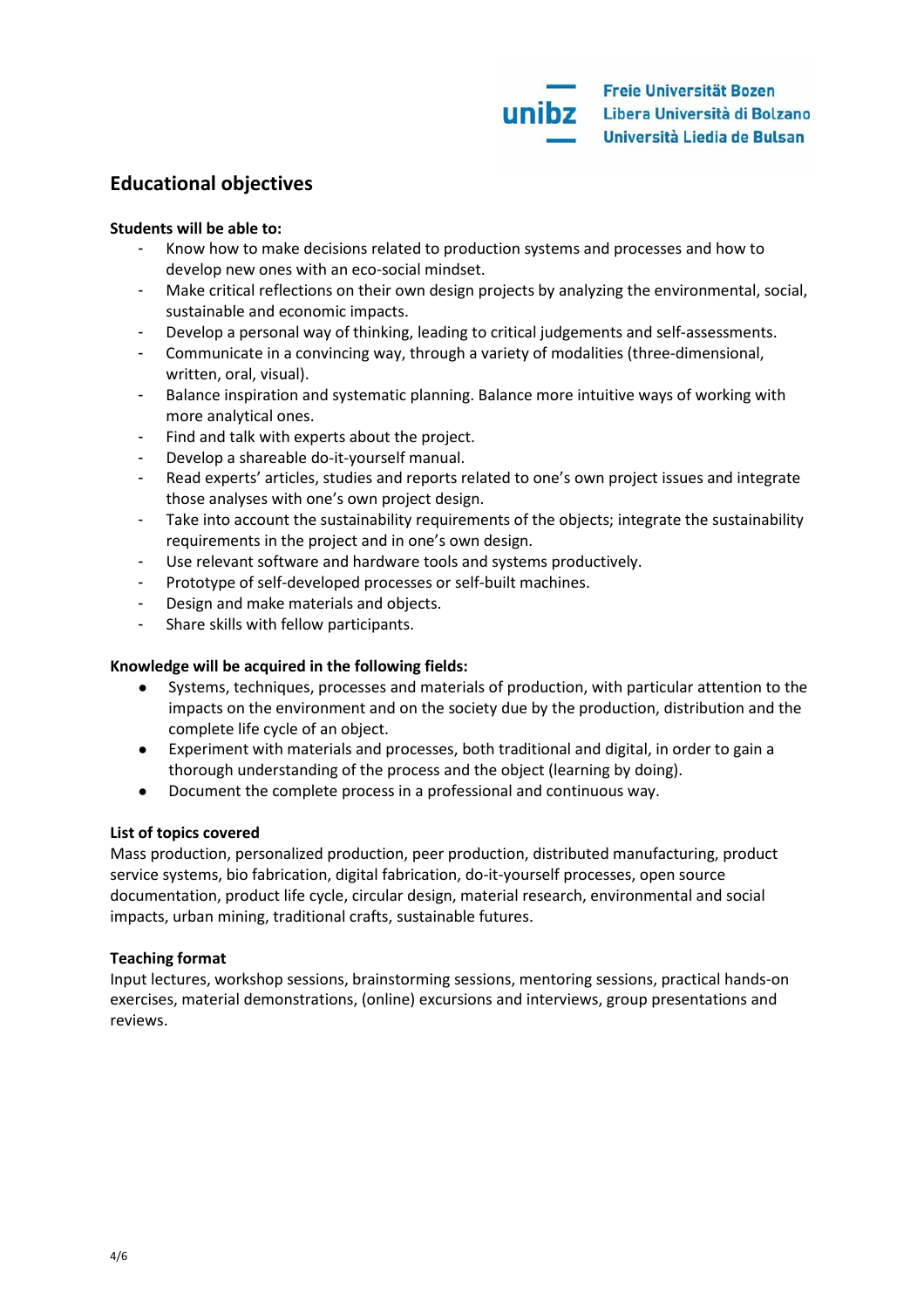## Educational objectives

**Students will be able to:**

- Know how to make decisions related to production systems and processes and how to develop new ones with an eco-social mindset.
- Make critical reflections on their own design projects by analyzing the environmental, social, sustainable and economic impacts.
- Develop a personal way of thinking, leading to critical judgements and self-assessments.
- Communicate in a convincing way, through a variety of modalities (three-dimensional, written, oral, visual).
- Balance inspiration and systematic planning. Balance more intuitive ways of working with more analytical ones.
- Find and talk with experts about the project.
- Develop a shareable do-it-yourself manual.
- Read experts' articles, studies and reports related to one's own project issues and integrate those analyses with one's own project design.
- Take into account the sustainability requirements of the objects; integrate the sustainability requirements in the project and in one's own design.
- Use relevant software and hardware tools and systems productively.
- Prototype of self-developed processes or self-built machines.
- Design and make materials and objects.
- Share skills with fellow participants.

**Knowledge will be acquired in the following fields:**

- Systems, techniques, processes and materials of production, with particular attention to the impacts on the environment and on the society due by the production, distribution and the complete life cycle of an object.
- Experiment with materials and processes, both traditional and digital, in order to gain a thorough understanding of the process and the object (learning by doing).
- Document the complete process in a professional and continuous way.

**List of topics covered**

Mass production, personalized production, peer production, distributed manufacturing, product service systems, bio fabrication, digital fabrication, do-it-yourself processes, open source documentation, product life cycle, circular design, material research, environmental and social impacts, urban mining, traditional crafts, sustainable futures.

**Teaching format**

Input lectures, workshop sessions, brainstorming sessions, mentoring sessions, practical hands-on exercises, material demonstrations, (online) excursions and interviews, group presentations and reviews.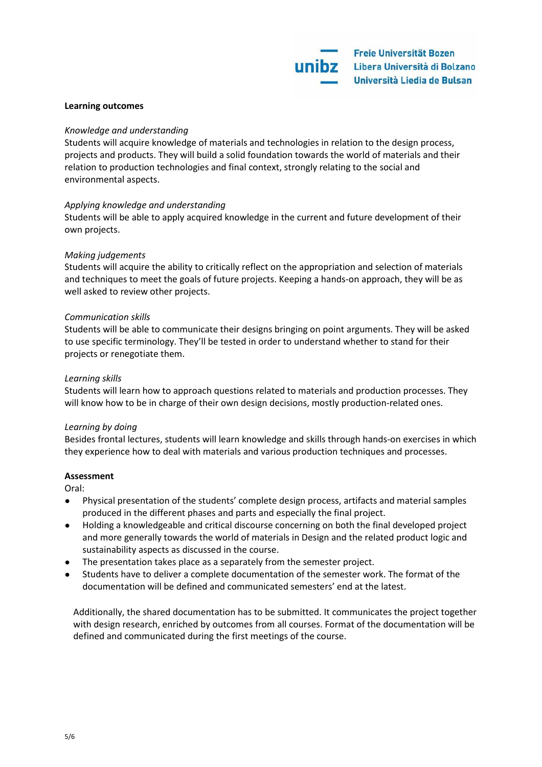**Learning outcomes**

*Knowledge and understanding*
Students will acquire knowledge of materials and technologies in relation to the design process, projects and products. They will build a solid foundation towards the world of materials and their relation to production technologies and final context, strongly relating to the social and environmental aspects.

*Applying knowledge and understanding*
Students will be able to apply acquired knowledge in the current and future development of their own projects.

*Making judgements*
Students will acquire the ability to critically reflect on the appropriation and selection of materials and techniques to meet the goals of future projects. Keeping a hands-on approach, they will be as well asked to review other projects.

*Communication skills*
Students will be able to communicate their designs bringing on point arguments. They will be asked to use specific terminology. They'll be tested in order to understand whether to stand for their projects or renegotiate them.

*Learning skills*
Students will learn how to approach questions related to materials and production processes. They will know how to be in charge of their own design decisions, mostly production-related ones.

*Learning by doing*
Besides frontal lectures, students will learn knowledge and skills through hands-on exercises in which they experience how to deal with materials and various production techniques and processes.

**Assessment**
Oral:

- Physical presentation of the students' complete design process, artifacts and material samples produced in the different phases and parts and especially the final project.
- Holding a knowledgeable and critical discourse concerning on both the final developed project and more generally towards the world of materials in Design and the related product logic and sustainability aspects as discussed in the course.
- The presentation takes place as a separately from the semester project.
- Students have to deliver a complete documentation of the semester work. The format of the documentation will be defined and communicated semesters' end at the latest.

Additionally, the shared documentation has to be submitted. It communicates the project together with design research, enriched by outcomes from all courses. Format of the documentation will be defined and communicated during the first meetings of the course.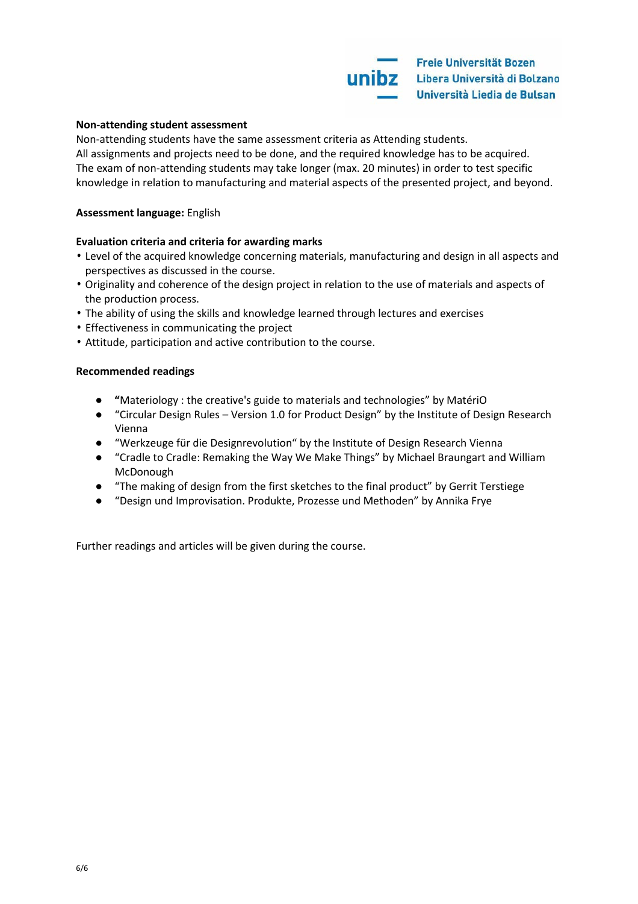**Non-attending student assessment**

Non-attending students have the same assessment criteria as Attending students.
All assignments and projects need to be done, and the required knowledge has to be acquired.
The exam of non-attending students may take longer (max. 20 minutes) in order to test specific knowledge in relation to manufacturing and material aspects of the presented project, and beyond.

**Assessment language:** English

**Evaluation criteria and criteria for awarding marks**

- Level of the acquired knowledge concerning materials, manufacturing and design in all aspects and perspectives as discussed in the course.
- Originality and coherence of the design project in relation to the use of materials and aspects of the production process.
- The ability of using the skills and knowledge learned through lectures and exercises
- Effectiveness in communicating the project
- Attitude, participation and active contribution to the course.

**Recommended readings**

- **"**Materiology : the creative's guide to materials and technologies" by MatériO
- "Circular Design Rules – Version 1.0 for Product Design" by the Institute of Design Research Vienna
- "Werkzeuge für die Designrevolution" by the Institute of Design Research Vienna
- "Cradle to Cradle: Remaking the Way We Make Things" by Michael Braungart and William McDonough
- "The making of design from the first sketches to the final product" by Gerrit Terstiege
- "Design und Improvisation. Produkte, Prozesse und Methoden" by Annika Frye

Further readings and articles will be given during the course.